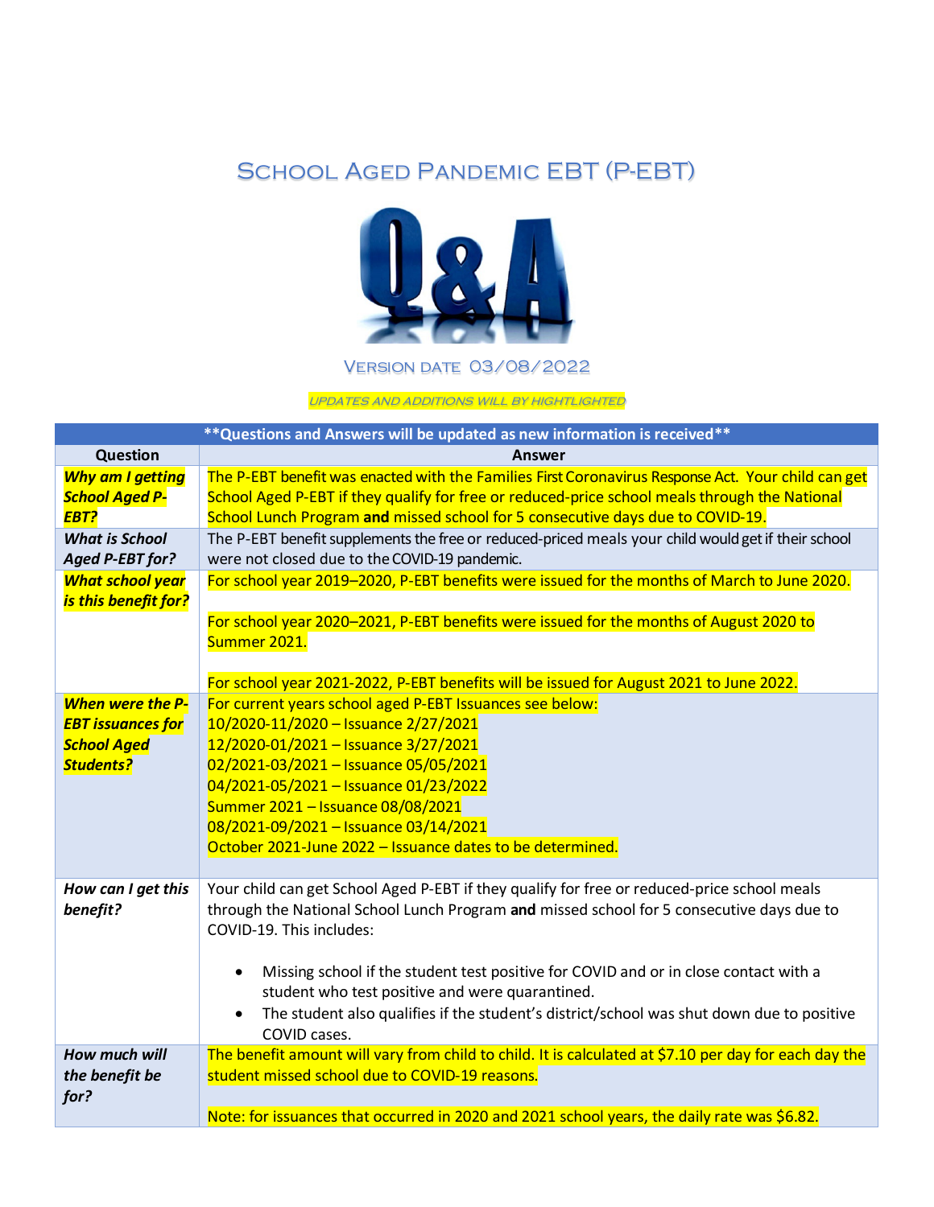# School Aged Pandemic EBT (P-EBT)

Q&A

Version date 03/08/2022

*UPDATES AND ADDITIONS WILL BY HIGHTLIGHTED*

| **Questions and Answers will be updated as new information is received** | |
|---|---|
| **Question** | **Answer** |
| ***Why am I getting School Aged P-EBT?*** | The P-EBT benefit was enacted with the Families First Coronavirus Response Act. Your child can get School Aged P-EBT if they qualify for free or reduced-price school meals through the National School Lunch Program **and** missed school for 5 consecutive days due to COVID-19. |
| ***What is School Aged P-EBT for?*** | The P-EBT benefit supplements the free or reduced-priced meals your child would get if their school were not closed due to the COVID-19 pandemic. |
| ***What school year is this benefit for?*** | For school year 2019–2020, P-EBT benefits were issued for the months of March to June 2020.<br><br>For school year 2020–2021, P-EBT benefits were issued for the months of August 2020 to Summer 2021.<br><br>For school year 2021-2022, P-EBT benefits will be issued for August 2021 to June 2022. |
| ***When were the P-EBT issuances for School Aged Students?*** | For current years school aged P-EBT Issuances see below:<br>10/2020-11/2020 – Issuance 2/27/2021<br>12/2020-01/2021 – Issuance 3/27/2021<br>02/2021-03/2021 – Issuance 05/05/2021<br>04/2021-05/2021 – Issuance 01/23/2022<br>Summer 2021 – Issuance 08/08/2021<br>08/2021-09/2021 – Issuance 03/14/2021<br>October 2021-June 2022 – Issuance dates to be determined. |
| ***How can I get this benefit?*** | Your child can get School Aged P-EBT if they qualify for free or reduced-price school meals through the National School Lunch Program **and** missed school for 5 consecutive days due to COVID-19. This includes:<br><br>• Missing school if the student test positive for COVID and or in close contact with a student who test positive and were quarantined.<br>• The student also qualifies if the student's district/school was shut down due to positive COVID cases. |
| ***How much will the benefit be for?*** | The benefit amount will vary from child to child. It is calculated at $7.10 per day for each day the student missed school due to COVID-19 reasons.<br><br>Note: for issuances that occurred in 2020 and 2021 school years, the daily rate was $6.82. |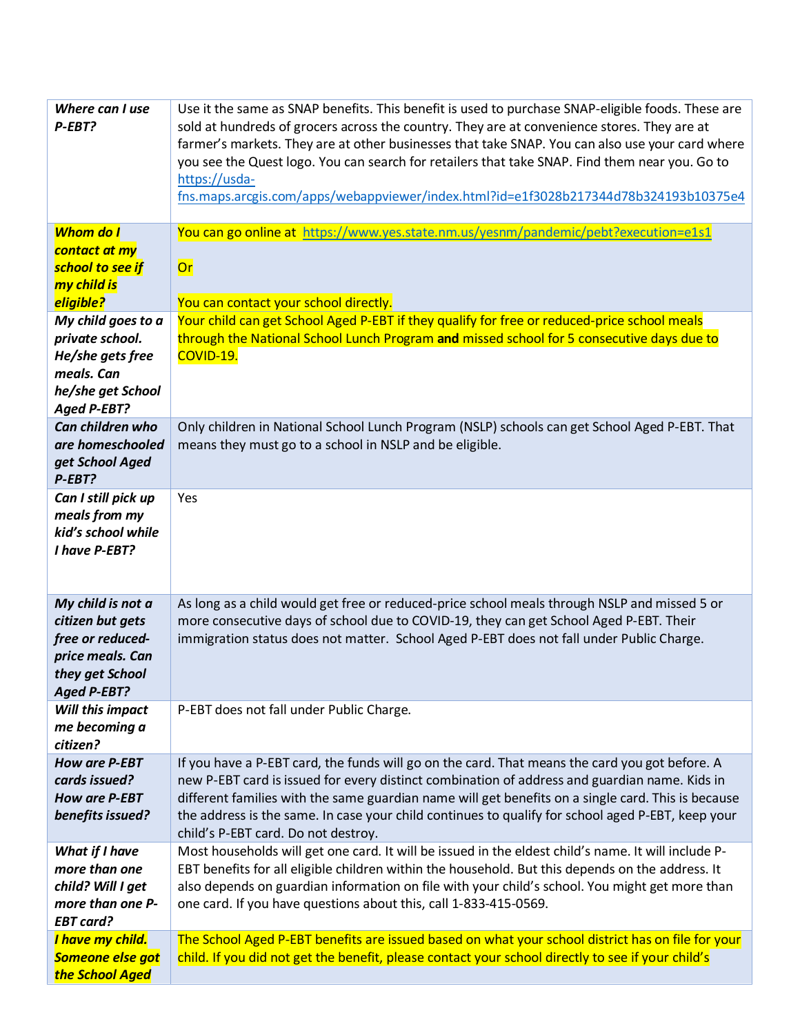| | |
|---|---|
| ***Where can I use P-EBT?*** | Use it the same as SNAP benefits. This benefit is used to purchase SNAP-eligible foods. These are sold at hundreds of grocers across the country. They are at convenience stores. They are at farmer's markets. They are at other businesses that take SNAP. You can also use your card where you see the Quest logo. You can search for retailers that take SNAP. Find them near you. Go to https://usda-fns.maps.arcgis.com/apps/webappviewer/index.html?id=e1f3028b217344d78b324193b10375e4 |
| ***Whom do I contact at my school to see if my child is eligible?*** | You can go online at https://www.yes.state.nm.us/yesnm/pandemic/pebt?execution=e1s1<br><br>Or<br><br>You can contact your school directly. |
| ***My child goes to a private school. He/she gets free meals. Can he/she get School Aged P-EBT?*** | Your child can get School Aged P-EBT if they qualify for free or reduced-price school meals through the National School Lunch Program **and** missed school for 5 consecutive days due to COVID-19. |
| ***Can children who are homeschooled get School Aged P-EBT?*** | Only children in National School Lunch Program (NSLP) schools can get School Aged P-EBT. That means they must go to a school in NSLP and be eligible. |
| ***Can I still pick up meals from my kid's school while I have P-EBT?*** | Yes |
| ***My child is not a citizen but gets free or reduced-price meals. Can they get School Aged P-EBT?*** | As long as a child would get free or reduced-price school meals through NSLP and missed 5 or more consecutive days of school due to COVID-19, they can get School Aged P-EBT. Their immigration status does not matter. School Aged P-EBT does not fall under Public Charge. |
| ***Will this impact me becoming a citizen?*** | P-EBT does not fall under Public Charge. |
| ***How are P-EBT cards issued? How are P-EBT benefits issued?*** | If you have a P-EBT card, the funds will go on the card. That means the card you got before. A new P-EBT card is issued for every distinct combination of address and guardian name. Kids in different families with the same guardian name will get benefits on a single card. This is because the address is the same. In case your child continues to qualify for school aged P-EBT, keep your child's P-EBT card. Do not destroy. |
| ***What if I have more than one child? Will I get more than one P-EBT card?*** | Most households will get one card. It will be issued in the eldest child's name. It will include P-EBT benefits for all eligible children within the household. But this depends on the address. It also depends on guardian information on file with your child's school. You might get more than one card. If you have questions about this, call 1-833-415-0569. |
| ***I have my child. Someone else got the School Aged*** | The School Aged P-EBT benefits are issued based on what your school district has on file for your child. If you did not get the benefit, please contact your school directly to see if your child's |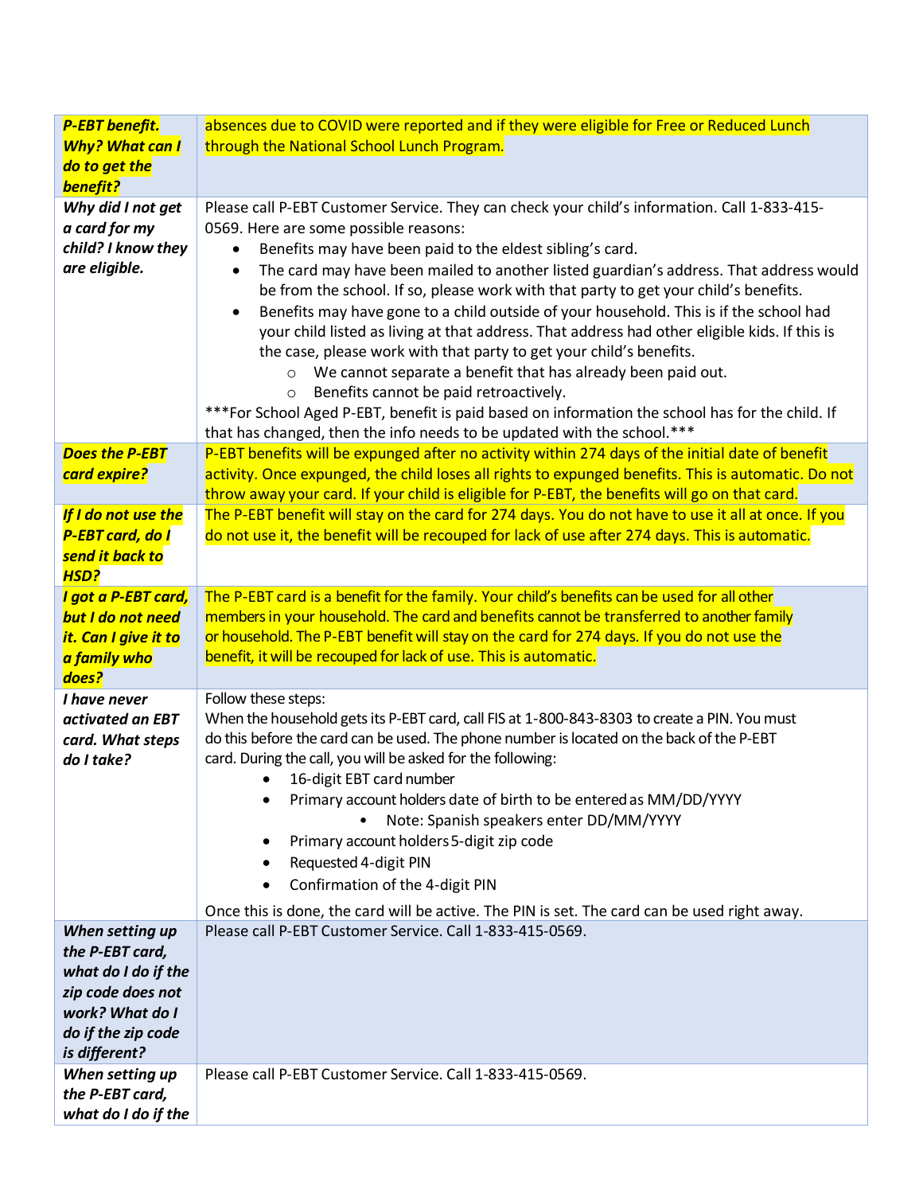| | |
|---|---|
| ***P-EBT benefit. Why? What can I do to get the benefit?*** | absences due to COVID were reported and if they were eligible for Free or Reduced Lunch through the National School Lunch Program. |
| ***Why did I not get a card for my child? I know they are eligible.*** | Please call P-EBT Customer Service. They can check your child's information. Call 1-833-415-0569. Here are some possible reasons:<br>• Benefits may have been paid to the eldest sibling's card.<br>• The card may have been mailed to another listed guardian's address. That address would be from the school. If so, please work with that party to get your child's benefits.<br>• Benefits may have gone to a child outside of your household. This is if the school had your child listed as living at that address. That address had other eligible kids. If this is the case, please work with that party to get your child's benefits.<br>&nbsp;&nbsp;&nbsp;&nbsp;○ We cannot separate a benefit that has already been paid out.<br>&nbsp;&nbsp;&nbsp;&nbsp;○ Benefits cannot be paid retroactively.<br>***For School Aged P-EBT, benefit is paid based on information the school has for the child. If that has changed, then the info needs to be updated with the school.*** |
| ***Does the P-EBT card expire?*** | P-EBT benefits will be expunged after no activity within 274 days of the initial date of benefit activity. Once expunged, the child loses all rights to expunged benefits. This is automatic. Do not throw away your card. If your child is eligible for P-EBT, the benefits will go on that card. |
| ***If I do not use the P-EBT card, do I send it back to HSD?*** | The P-EBT benefit will stay on the card for 274 days. You do not have to use it all at once. If you do not use it, the benefit will be recouped for lack of use after 274 days. This is automatic. |
| ***I got a P-EBT card, but I do not need it. Can I give it to a family who does?*** | The P-EBT card is a benefit for the family. Your child's benefits can be used for all other members in your household. The card and benefits cannot be transferred to another family or household. The P-EBT benefit will stay on the card for 274 days. If you do not use the benefit, it will be recouped for lack of use. This is automatic. |
| ***I have never activated an EBT card. What steps do I take?*** | Follow these steps:<br>When the household gets its P-EBT card, call FIS at 1-800-843-8303 to create a PIN. You must do this before the card can be used. The phone number is located on the back of the P-EBT card. During the call, you will be asked for the following:<br>• 16-digit EBT card number<br>• Primary account holders date of birth to be entered as MM/DD/YYYY<br>&nbsp;&nbsp;&nbsp;&nbsp;• Note: Spanish speakers enter DD/MM/YYYY<br>• Primary account holders 5-digit zip code<br>• Requested 4-digit PIN<br>• Confirmation of the 4-digit PIN<br>Once this is done, the card will be active. The PIN is set. The card can be used right away. |
| ***When setting up the P-EBT card, what do I do if the zip code does not work? What do I do if the zip code is different?*** | Please call P-EBT Customer Service. Call 1-833-415-0569. |
| ***When setting up the P-EBT card, what do I do if the*** | Please call P-EBT Customer Service. Call 1-833-415-0569. |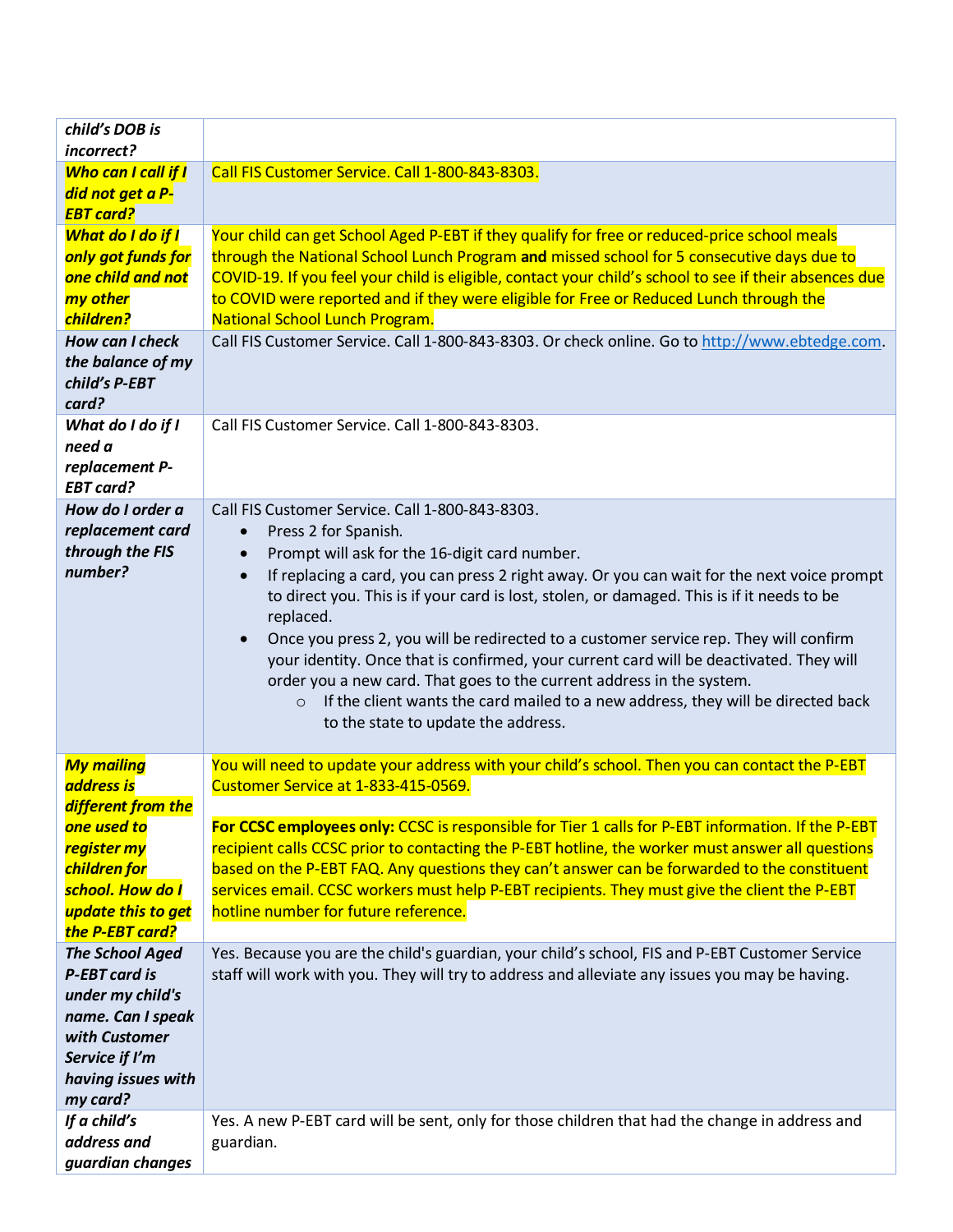| | |
|---|---|
| ***child's DOB is incorrect?*** | |
| ***Who can I call if I did not get a P-EBT card?*** | Call FIS Customer Service. Call 1-800-843-8303. |
| ***What do I do if I only got funds for one child and not my other children?*** | Your child can get School Aged P-EBT if they qualify for free or reduced-price school meals through the National School Lunch Program **and** missed school for 5 consecutive days due to COVID-19. If you feel your child is eligible, contact your child's school to see if their absences due to COVID were reported and if they were eligible for Free or Reduced Lunch through the National School Lunch Program. |
| ***How can I check the balance of my child's P-EBT card?*** | Call FIS Customer Service. Call 1-800-843-8303. Or check online. Go to [http://www.ebtedge.com](http://www.ebtedge.com). |
| ***What do I do if I need a replacement P-EBT card?*** | Call FIS Customer Service. Call 1-800-843-8303. |
| ***How do I order a replacement card through the FIS number?*** | Call FIS Customer Service. Call 1-800-843-8303.<br>• Press 2 for Spanish.<br>• Prompt will ask for the 16-digit card number.<br>• If replacing a card, you can press 2 right away. Or you can wait for the next voice prompt to direct you. This is if your card is lost, stolen, or damaged. This is if it needs to be replaced.<br>• Once you press 2, you will be redirected to a customer service rep. They will confirm your identity. Once that is confirmed, your current card will be deactivated. They will order you a new card. That goes to the current address in the system.<br>&nbsp;&nbsp;&nbsp;&nbsp;○ If the client wants the card mailed to a new address, they will be directed back to the state to update the address. |
| ***My mailing address is different from the one used to register my children for school. How do I update this to get the P-EBT card?*** | You will need to update your address with your child's school. Then you can contact the P-EBT Customer Service at 1-833-415-0569.<br><br>**For CCSC employees only:** CCSC is responsible for Tier 1 calls for P-EBT information. If the P-EBT recipient calls CCSC prior to contacting the P-EBT hotline, the worker must answer all questions based on the P-EBT FAQ. Any questions they can't answer can be forwarded to the constituent services email. CCSC workers must help P-EBT recipients. They must give the client the P-EBT hotline number for future reference. |
| ***The School Aged P-EBT card is under my child's name. Can I speak with Customer Service if I'm having issues with my card?*** | Yes. Because you are the child's guardian, your child's school, FIS and P-EBT Customer Service staff will work with you. They will try to address and alleviate any issues you may be having. |
| ***If a child's address and guardian changes*** | Yes. A new P-EBT card will be sent, only for those children that had the change in address and guardian. |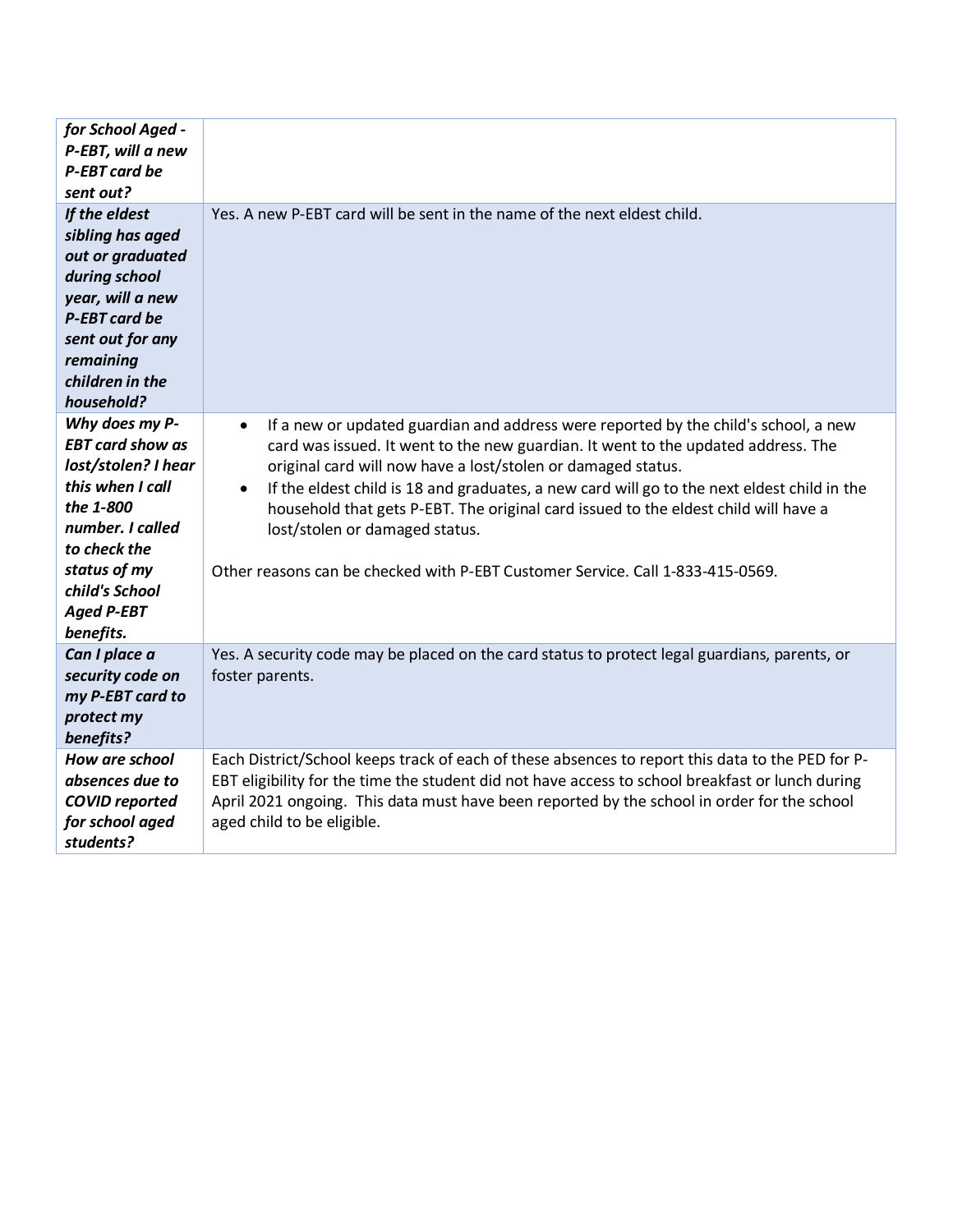| | |
|---|---|
| ***for School Aged - P-EBT, will a new P-EBT card be sent out?*** | |
| ***If the eldest sibling has aged out or graduated during school year, will a new P-EBT card be sent out for any remaining children in the household?*** | Yes. A new P-EBT card will be sent in the name of the next eldest child. |
| ***Why does my P-EBT card show as lost/stolen? I hear this when I call the 1-800 number. I called to check the status of my child's School Aged P-EBT benefits.*** | • If a new or updated guardian and address were reported by the child's school, a new card was issued. It went to the new guardian. It went to the updated address. The original card will now have a lost/stolen or damaged status.<br>• If the eldest child is 18 and graduates, a new card will go to the next eldest child in the household that gets P-EBT. The original card issued to the eldest child will have a lost/stolen or damaged status.<br><br>Other reasons can be checked with P-EBT Customer Service. Call 1-833-415-0569. |
| ***Can I place a security code on my P-EBT card to protect my benefits?*** | Yes. A security code may be placed on the card status to protect legal guardians, parents, or foster parents. |
| ***How are school absences due to COVID reported for school aged students?*** | Each District/School keeps track of each of these absences to report this data to the PED for P-EBT eligibility for the time the student did not have access to school breakfast or lunch during April 2021 ongoing. This data must have been reported by the school in order for the school aged child to be eligible. |